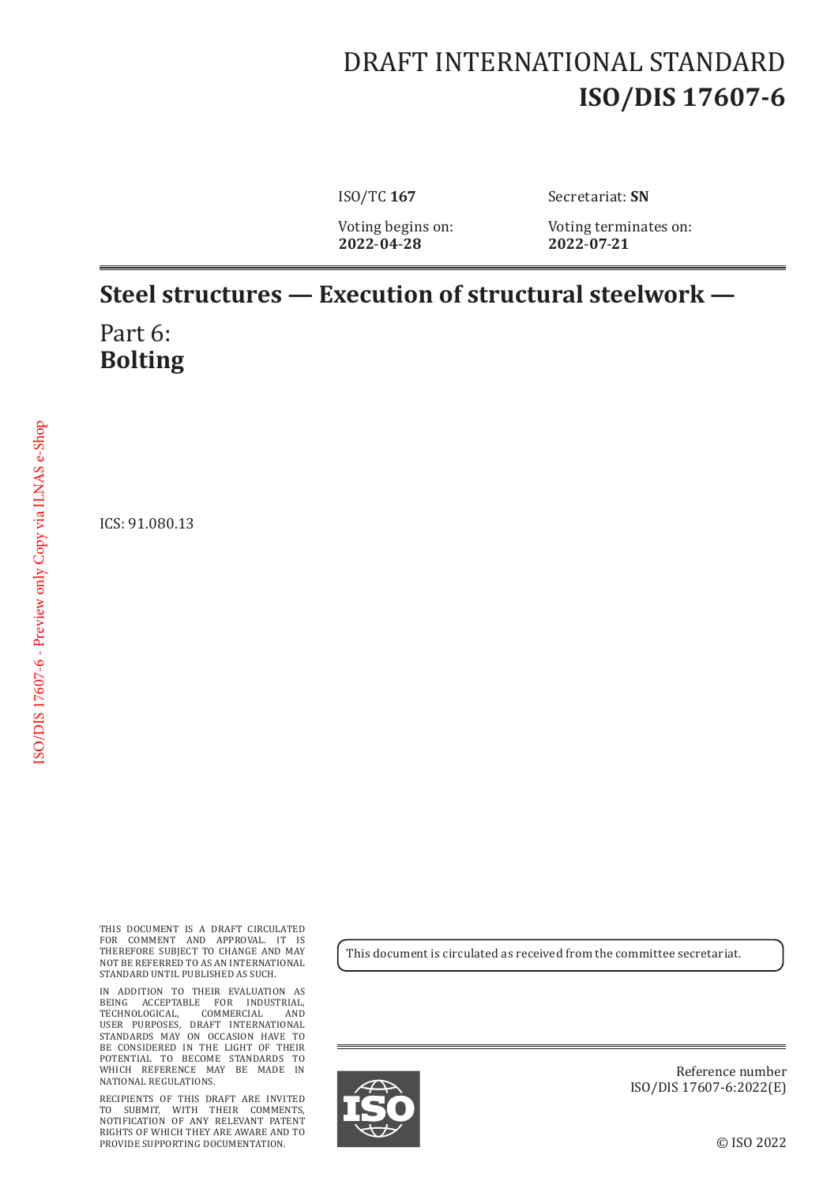# DRAFT INTERNATIONAL STANDARD
# ISO/DIS 17607-6

ISO/TC **167** Secretariat: **SN**

Voting begins on: **2022-04-28**

Voting terminates on: **2022-07-21**

---

# Steel structures — Execution of structural steelwork —

## Part 6: **Bolting**

ICS: 91.080.13

THIS DOCUMENT IS A DRAFT CIRCULATED FOR COMMENT AND APPROVAL. IT IS THEREFORE SUBJECT TO CHANGE AND MAY NOT BE REFERRED TO AS AN INTERNATIONAL STANDARD UNTIL PUBLISHED AS SUCH.

IN ADDITION TO THEIR EVALUATION AS BEING ACCEPTABLE FOR INDUSTRIAL, TECHNOLOGICAL, COMMERCIAL AND USER PURPOSES, DRAFT INTERNATIONAL STANDARDS MAY ON OCCASION HAVE TO BE CONSIDERED IN THE LIGHT OF THEIR POTENTIAL TO BECOME STANDARDS TO WHICH REFERENCE MAY BE MADE IN NATIONAL REGULATIONS.

RECIPIENTS OF THIS DRAFT ARE INVITED TO SUBMIT, WITH THEIR COMMENTS, NOTIFICATION OF ANY RELEVANT PATENT RIGHTS OF WHICH THEY ARE AWARE AND TO PROVIDE SUPPORTING DOCUMENTATION.

This document is circulated as received from the committee secretariat.

Reference number
ISO/DIS 17607-6:2022(E)

© ISO 2022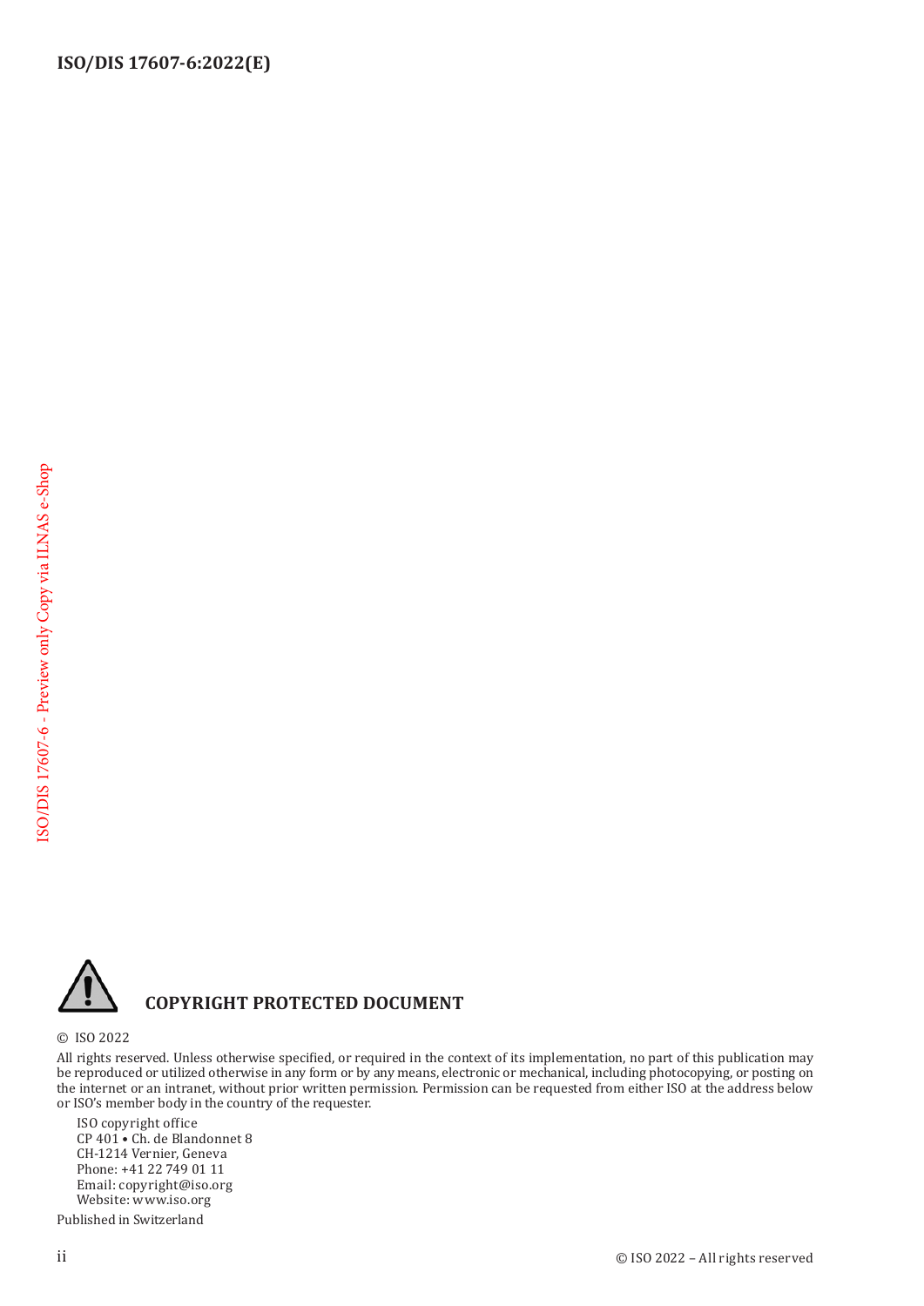**COPYRIGHT PROTECTED DOCUMENT**

© ISO 2022

All rights reserved. Unless otherwise specified, or required in the context of its implementation, no part of this publication may be reproduced or utilized otherwise in any form or by any means, electronic or mechanical, including photocopying, or posting on the internet or an intranet, without prior written permission. Permission can be requested from either ISO at the address below or ISO's member body in the country of the requester.

ISO copyright office
CP 401 • Ch. de Blandonnet 8
CH-1214 Vernier, Geneva
Phone: +41 22 749 01 11
Email: copyright@iso.org
Website: www.iso.org

Published in Switzerland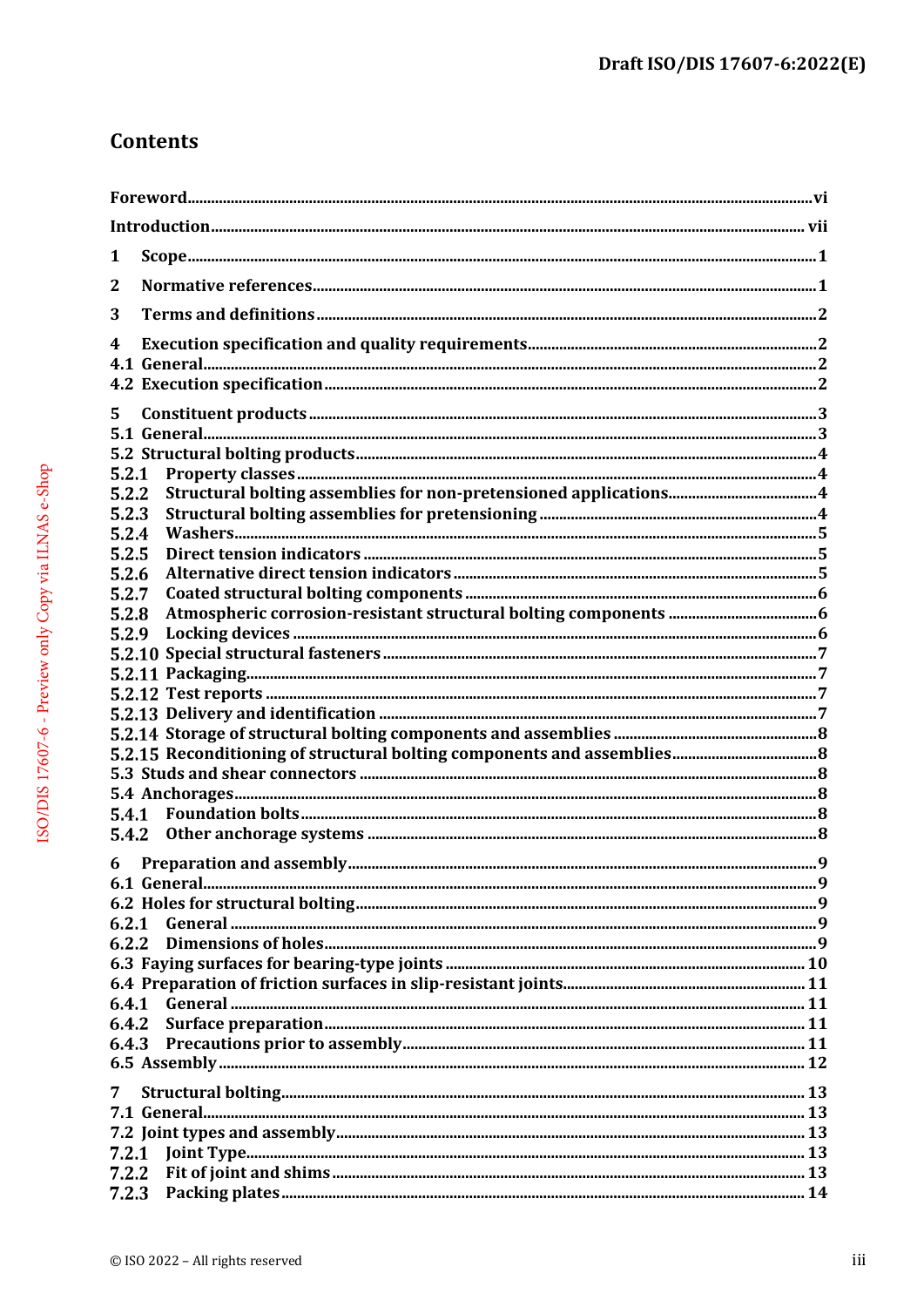## Contents

Foreword.....vi

Introduction.....vii

1 Scope.....1

2 Normative references.....1

3 Terms and definitions.....2

4 Execution specification and quality requirements.....2

4.1 General.....2

4.2 Execution specification.....2

5 Constituent products.....3

5.1 General.....3

5.2 Structural bolting products.....4

5.2.1 Property classes.....4

5.2.2 Structural bolting assemblies for non-pretensioned applications.....4

5.2.3 Structural bolting assemblies for pretensioning.....4

5.2.4 Washers.....5

5.2.5 Direct tension indicators.....5

5.2.6 Alternative direct tension indicators.....5

5.2.7 Coated structural bolting components.....6

5.2.8 Atmospheric corrosion-resistant structural bolting components.....6

5.2.9 Locking devices.....6

5.2.10 Special structural fasteners.....7

5.2.11 Packaging.....7

5.2.12 Test reports.....7

5.2.13 Delivery and identification.....7

5.2.14 Storage of structural bolting components and assemblies.....8

5.2.15 Reconditioning of structural bolting components and assemblies.....8

5.3 Studs and shear connectors.....8

5.4 Anchorages.....8

5.4.1 Foundation bolts.....8

5.4.2 Other anchorage systems.....8

6 Preparation and assembly.....9

6.1 General.....9

6.2 Holes for structural bolting.....9

6.2.1 General.....9

6.2.2 Dimensions of holes.....9

6.3 Faying surfaces for bearing-type joints.....10

6.4 Preparation of friction surfaces in slip-resistant joints.....11

6.4.1 General.....11

6.4.2 Surface preparation.....11

6.4.3 Precautions prior to assembly.....11

6.5 Assembly.....12

7 Structural bolting.....13

7.1 General.....13

7.2 Joint types and assembly.....13

7.2.1 Joint Type.....13

7.2.2 Fit of joint and shims.....13

7.2.3 Packing plates.....14